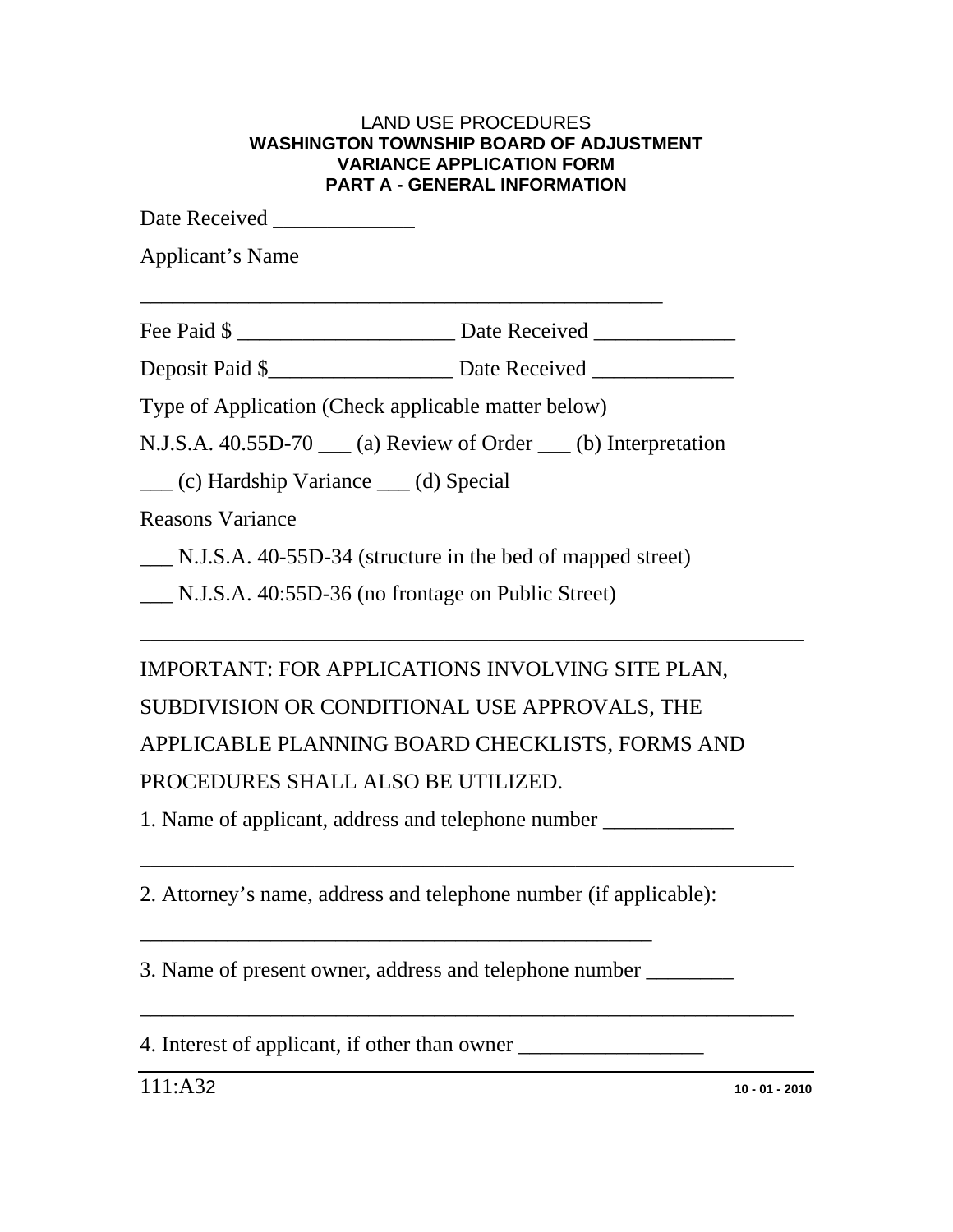LAND USE PROCEDURES

**WASHINGTON TOWNSHIP BOARD OF ADJUSTMENT**
**VARIANCE APPLICATION FORM**
**PART A - GENERAL INFORMATION**

Date Received _____________

Applicant's Name

_______________________________________________

Fee Paid $ ____________________ Date Received _____________

Deposit Paid $_________________ Date Received _____________

Type of Application (Check applicable matter below)

N.J.S.A. 40.55D-70 ___ (a) Review of Order ___ (b) Interpretation

___ (c) Hardship Variance ___ (d) Special

Reasons Variance

___ N.J.S.A. 40-55D-34 (structure in the bed of mapped street)

___ N.J.S.A. 40:55D-36 (no frontage on Public Street)

_____________________________________________________________

IMPORTANT: FOR APPLICATIONS INVOLVING SITE PLAN, SUBDIVISION OR CONDITIONAL USE APPROVALS, THE APPLICABLE PLANNING BOARD CHECKLISTS, FORMS AND PROCEDURES SHALL ALSO BE UTILIZED.

1. Name of applicant, address and telephone number ____________

_____________________________________________________________

2. Attorney's name, address and telephone number (if applicable):

_______________________________________________

3. Name of present owner, address and telephone number ________

_____________________________________________________________

4. Interest of applicant, if other than owner _________________

111:A32 10 - 01 - 2010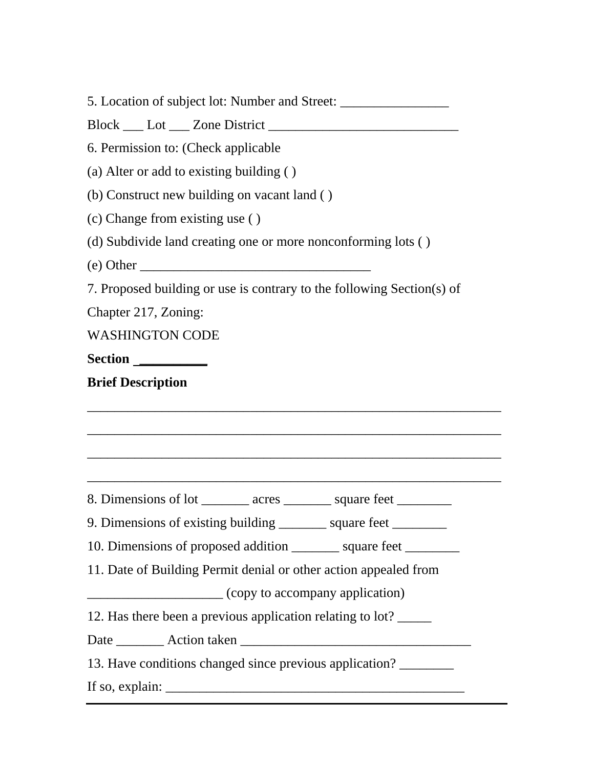5. Location of subject lot: Number and Street: ________________

Block ___ Lot ___ Zone District ____________________________

6. Permission to: (Check applicable

(a) Alter or add to existing building ( )

(b) Construct new building on vacant land ( )

(c) Change from existing use ( )

(d) Subdivide land creating one or more nonconforming lots ( )

(e) Other __________________________________

7. Proposed building or use is contrary to the following Section(s) of Chapter 217, Zoning:

WASHINGTON CODE

**Section __________**

**Brief Description**

_____________________________________________________________

_____________________________________________________________

_____________________________________________________________

_____________________________________________________________

8. Dimensions of lot _______ acres _______ square feet ________

9. Dimensions of existing building _______ square feet ________

10. Dimensions of proposed addition _______ square feet ________

11. Date of Building Permit denial or other action appealed from ____________________ (copy to accompany application)

12. Has there been a previous application relating to lot? _____

Date _______ Action taken __________________________________

13. Have conditions changed since previous application? ________

If so, explain: ____________________________________________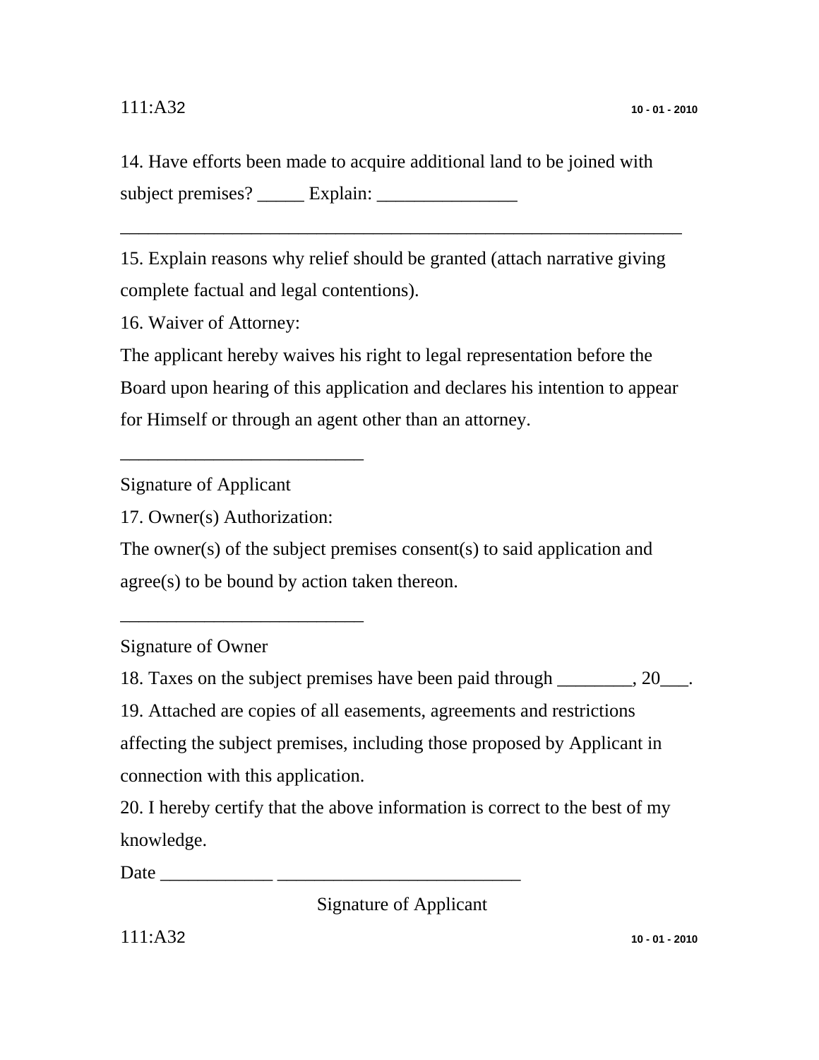14. Have efforts been made to acquire additional land to be joined with subject premises? _____ Explain: _______________

_______________________________________________________________

15. Explain reasons why relief should be granted (attach narrative giving complete factual and legal contentions).

16. Waiver of Attorney:

The applicant hereby waives his right to legal representation before the Board upon hearing of this application and declares his intention to appear for Himself or through an agent other than an attorney.

__________________________

Signature of Applicant

17. Owner(s) Authorization:

The owner(s) of the subject premises consent(s) to said application and agree(s) to be bound by action taken thereon.

__________________________

Signature of Owner

18. Taxes on the subject premises have been paid through ________, 20___.

19. Attached are copies of all easements, agreements and restrictions affecting the subject premises, including those proposed by Applicant in connection with this application.

20. I hereby certify that the above information is correct to the best of my knowledge.

Date ____________ __________________________

Signature of Applicant